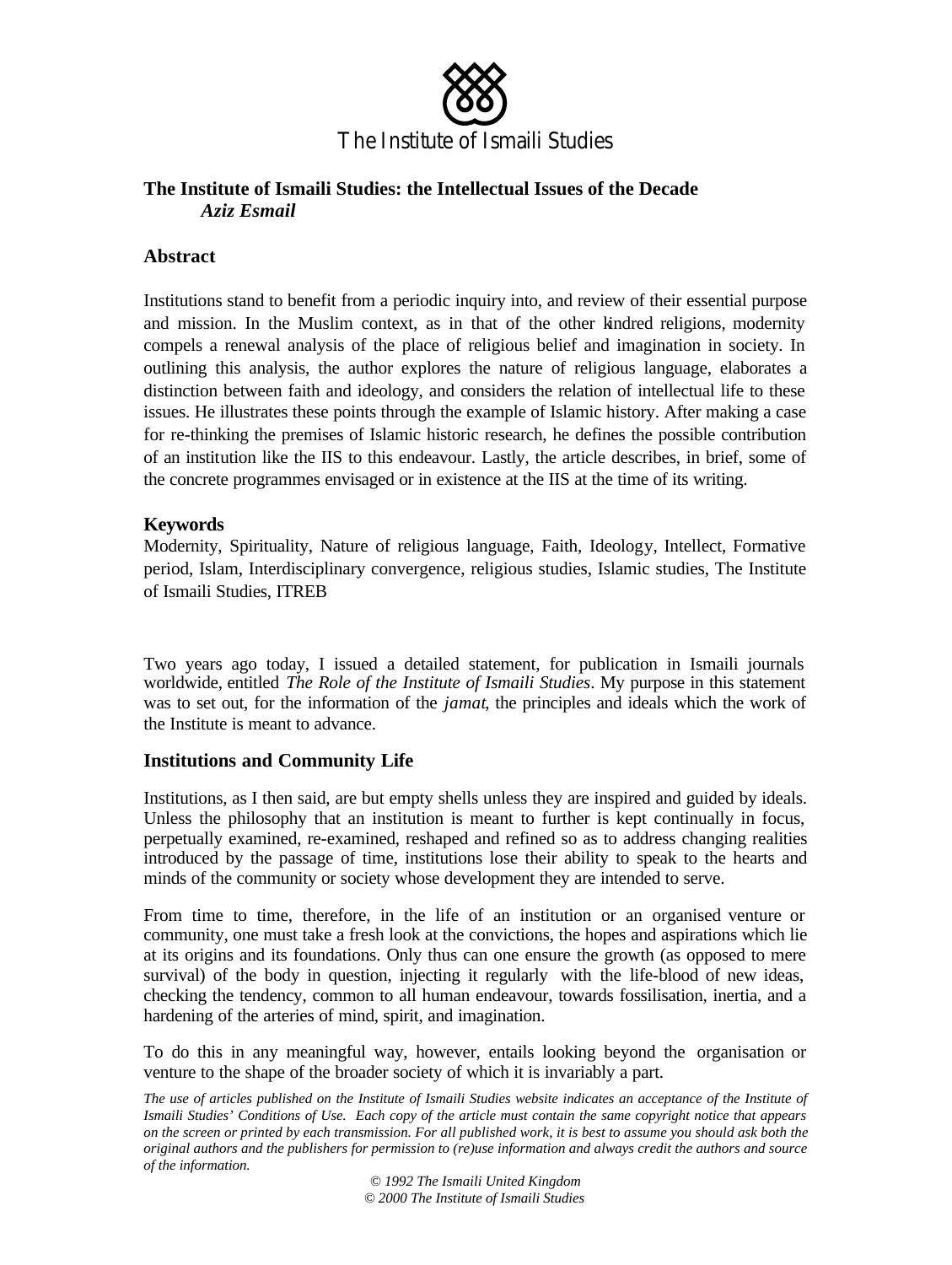The Institute of Ismaili Studies

**The Institute of Ismaili Studies: the Intellectual Issues of the Decade**
***Aziz Esmail***

## Abstract

Institutions stand to benefit from a periodic inquiry into, and review of their essential purpose and mission. In the Muslim context, as in that of the other kindred religions, modernity compels a renewal analysis of the place of religious belief and imagination in society. In outlining this analysis, the author explores the nature of religious language, elaborates a distinction between faith and ideology, and considers the relation of intellectual life to these issues. He illustrates these points through the example of Islamic history. After making a case for re-thinking the premises of Islamic historic research, he defines the possible contribution of an institution like the IIS to this endeavour. Lastly, the article describes, in brief, some of the concrete programmes envisaged or in existence at the IIS at the time of its writing.

**Keywords**
Modernity, Spirituality, Nature of religious language, Faith, Ideology, Intellect, Formative period, Islam, Interdisciplinary convergence, religious studies, Islamic studies, The Institute of Ismaili Studies, ITREB

Two years ago today, I issued a detailed statement, for publication in Ismaili journals worldwide, entitled *The Role of the Institute of Ismaili Studies*. My purpose in this statement was to set out, for the information of the *jamat*, the principles and ideals which the work of the Institute is meant to advance.

## Institutions and Community Life

Institutions, as I then said, are but empty shells unless they are inspired and guided by ideals. Unless the philosophy that an institution is meant to further is kept continually in focus, perpetually examined, re-examined, reshaped and refined so as to address changing realities introduced by the passage of time, institutions lose their ability to speak to the hearts and minds of the community or society whose development they are intended to serve.

From time to time, therefore, in the life of an institution or an organised venture or community, one must take a fresh look at the convictions, the hopes and aspirations which lie at its origins and its foundations. Only thus can one ensure the growth (as opposed to mere survival) of the body in question, injecting it regularly with the life-blood of new ideas, checking the tendency, common to all human endeavour, towards fossilisation, inertia, and a hardening of the arteries of mind, spirit, and imagination.

To do this in any meaningful way, however, entails looking beyond the organisation or venture to the shape of the broader society of which it is invariably a part.

*The use of articles published on the Institute of Ismaili Studies website indicates an acceptance of the Institute of Ismaili Studies' Conditions of Use. Each copy of the article must contain the same copyright notice that appears on the screen or printed by each transmission. For all published work, it is best to assume you should ask both the original authors and the publishers for permission to (re)use information and always credit the authors and source of the information.*

*© 1992 The Ismaili United Kingdom*
*© 2000 The Institute of Ismaili Studies*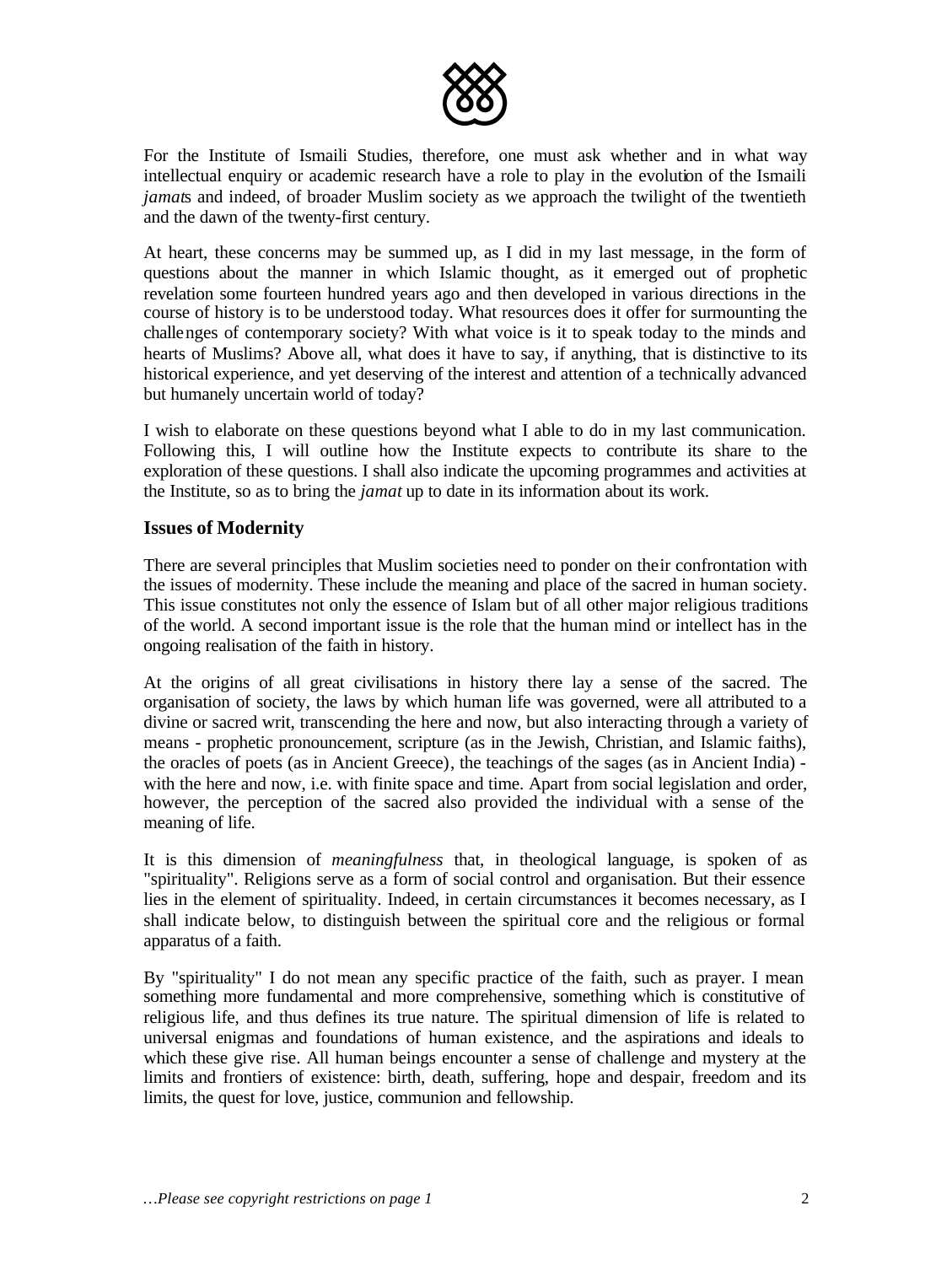For the Institute of Ismaili Studies, therefore, one must ask whether and in what way intellectual enquiry or academic research have a role to play in the evolution of the Ismaili *jamats* and indeed, of broader Muslim society as we approach the twilight of the twentieth and the dawn of the twenty-first century.

At heart, these concerns may be summed up, as I did in my last message, in the form of questions about the manner in which Islamic thought, as it emerged out of prophetic revelation some fourteen hundred years ago and then developed in various directions in the course of history is to be understood today. What resources does it offer for surmounting the challenges of contemporary society? With what voice is it to speak today to the minds and hearts of Muslims? Above all, what does it have to say, if anything, that is distinctive to its historical experience, and yet deserving of the interest and attention of a technically advanced but humanely uncertain world of today?

I wish to elaborate on these questions beyond what I able to do in my last communication. Following this, I will outline how the Institute expects to contribute its share to the exploration of these questions. I shall also indicate the upcoming programmes and activities at the Institute, so as to bring the *jamat* up to date in its information about its work.

### Issues of Modernity

There are several principles that Muslim societies need to ponder on their confrontation with the issues of modernity. These include the meaning and place of the sacred in human society. This issue constitutes not only the essence of Islam but of all other major religious traditions of the world. A second important issue is the role that the human mind or intellect has in the ongoing realisation of the faith in history.

At the origins of all great civilisations in history there lay a sense of the sacred. The organisation of society, the laws by which human life was governed, were all attributed to a divine or sacred writ, transcending the here and now, but also interacting through a variety of means - prophetic pronouncement, scripture (as in the Jewish, Christian, and Islamic faiths), the oracles of poets (as in Ancient Greece), the teachings of the sages (as in Ancient India) - with the here and now, i.e. with finite space and time. Apart from social legislation and order, however, the perception of the sacred also provided the individual with a sense of the meaning of life.

It is this dimension of *meaningfulness* that, in theological language, is spoken of as "spirituality". Religions serve as a form of social control and organisation. But their essence lies in the element of spirituality. Indeed, in certain circumstances it becomes necessary, as I shall indicate below, to distinguish between the spiritual core and the religious or formal apparatus of a faith.

By "spirituality" I do not mean any specific practice of the faith, such as prayer. I mean something more fundamental and more comprehensive, something which is constitutive of religious life, and thus defines its true nature. The spiritual dimension of life is related to universal enigmas and foundations of human existence, and the aspirations and ideals to which these give rise. All human beings encounter a sense of challenge and mystery at the limits and frontiers of existence: birth, death, suffering, hope and despair, freedom and its limits, the quest for love, justice, communion and fellowship.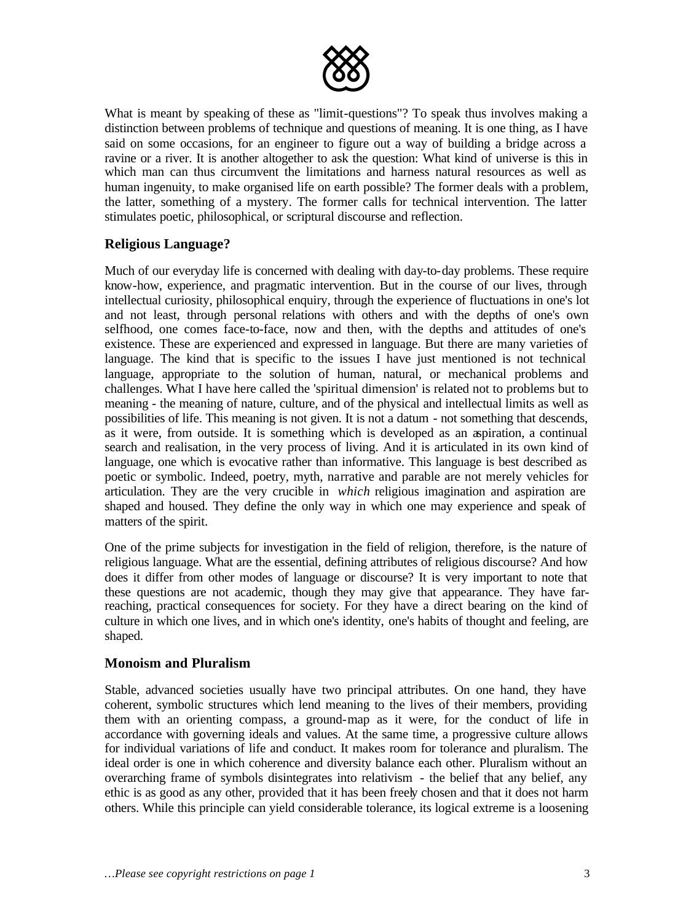What is meant by speaking of these as "limit-questions"? To speak thus involves making a distinction between problems of technique and questions of meaning. It is one thing, as I have said on some occasions, for an engineer to figure out a way of building a bridge across a ravine or a river. It is another altogether to ask the question: What kind of universe is this in which man can thus circumvent the limitations and harness natural resources as well as human ingenuity, to make organised life on earth possible? The former deals with a problem, the latter, something of a mystery. The former calls for technical intervention. The latter stimulates poetic, philosophical, or scriptural discourse and reflection.

## Religious Language?

Much of our everyday life is concerned with dealing with day-to-day problems. These require know-how, experience, and pragmatic intervention. But in the course of our lives, through intellectual curiosity, philosophical enquiry, through the experience of fluctuations in one's lot and not least, through personal relations with others and with the depths of one's own selfhood, one comes face-to-face, now and then, with the depths and attitudes of one's existence. These are experienced and expressed in language. But there are many varieties of language. The kind that is specific to the issues I have just mentioned is not technical language, appropriate to the solution of human, natural, or mechanical problems and challenges. What I have here called the 'spiritual dimension' is related not to problems but to meaning - the meaning of nature, culture, and of the physical and intellectual limits as well as possibilities of life. This meaning is not given. It is not a datum - not something that descends, as it were, from outside. It is something which is developed as an aspiration, a continual search and realisation, in the very process of living. And it is articulated in its own kind of language, one which is evocative rather than informative. This language is best described as poetic or symbolic. Indeed, poetry, myth, narrative and parable are not merely vehicles for articulation. They are the very crucible in *which* religious imagination and aspiration are shaped and housed. They define the only way in which one may experience and speak of matters of the spirit.

One of the prime subjects for investigation in the field of religion, therefore, is the nature of religious language. What are the essential, defining attributes of religious discourse? And how does it differ from other modes of language or discourse? It is very important to note that these questions are not academic, though they may give that appearance. They have far-reaching, practical consequences for society. For they have a direct bearing on the kind of culture in which one lives, and in which one's identity, one's habits of thought and feeling, are shaped.

## Monoism and Pluralism

Stable, advanced societies usually have two principal attributes. On one hand, they have coherent, symbolic structures which lend meaning to the lives of their members, providing them with an orienting compass, a ground-map as it were, for the conduct of life in accordance with governing ideals and values. At the same time, a progressive culture allows for individual variations of life and conduct. It makes room for tolerance and pluralism. The ideal order is one in which coherence and diversity balance each other. Pluralism without an overarching frame of symbols disintegrates into relativism - the belief that any belief, any ethic is as good as any other, provided that it has been freely chosen and that it does not harm others. While this principle can yield considerable tolerance, its logical extreme is a loosening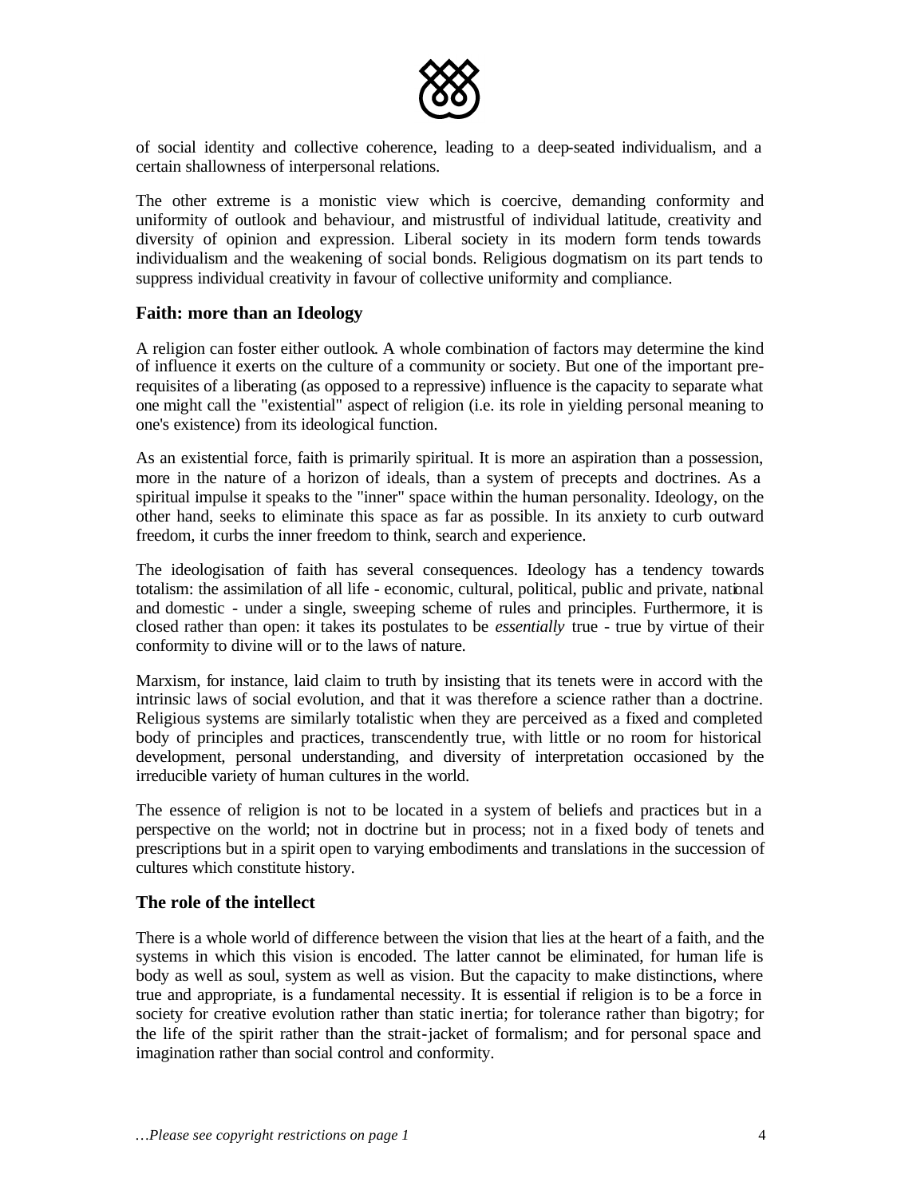of social identity and collective coherence, leading to a deep-seated individualism, and a certain shallowness of interpersonal relations.

The other extreme is a monistic view which is coercive, demanding conformity and uniformity of outlook and behaviour, and mistrustful of individual latitude, creativity and diversity of opinion and expression. Liberal society in its modern form tends towards individualism and the weakening of social bonds. Religious dogmatism on its part tends to suppress individual creativity in favour of collective uniformity and compliance.

### Faith: more than an Ideology

A religion can foster either outlook. A whole combination of factors may determine the kind of influence it exerts on the culture of a community or society. But one of the important pre-requisites of a liberating (as opposed to a repressive) influence is the capacity to separate what one might call the "existential" aspect of religion (i.e. its role in yielding personal meaning to one's existence) from its ideological function.

As an existential force, faith is primarily spiritual. It is more an aspiration than a possession, more in the nature of a horizon of ideals, than a system of precepts and doctrines. As a spiritual impulse it speaks to the "inner" space within the human personality. Ideology, on the other hand, seeks to eliminate this space as far as possible. In its anxiety to curb outward freedom, it curbs the inner freedom to think, search and experience.

The ideologisation of faith has several consequences. Ideology has a tendency towards totalism: the assimilation of all life - economic, cultural, political, public and private, national and domestic - under a single, sweeping scheme of rules and principles. Furthermore, it is closed rather than open: it takes its postulates to be *essentially* true - true by virtue of their conformity to divine will or to the laws of nature.

Marxism, for instance, laid claim to truth by insisting that its tenets were in accord with the intrinsic laws of social evolution, and that it was therefore a science rather than a doctrine. Religious systems are similarly totalistic when they are perceived as a fixed and completed body of principles and practices, transcendently true, with little or no room for historical development, personal understanding, and diversity of interpretation occasioned by the irreducible variety of human cultures in the world.

The essence of religion is not to be located in a system of beliefs and practices but in a perspective on the world; not in doctrine but in process; not in a fixed body of tenets and prescriptions but in a spirit open to varying embodiments and translations in the succession of cultures which constitute history.

### The role of the intellect

There is a whole world of difference between the vision that lies at the heart of a faith, and the systems in which this vision is encoded. The latter cannot be eliminated, for human life is body as well as soul, system as well as vision. But the capacity to make distinctions, where true and appropriate, is a fundamental necessity. It is essential if religion is to be a force in society for creative evolution rather than static inertia; for tolerance rather than bigotry; for the life of the spirit rather than the strait-jacket of formalism; and for personal space and imagination rather than social control and conformity.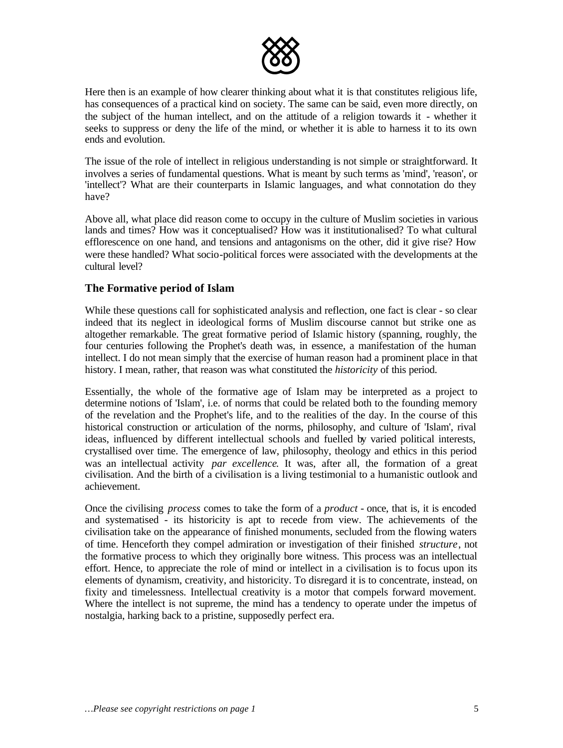Here then is an example of how clearer thinking about what it is that constitutes religious life, has consequences of a practical kind on society. The same can be said, even more directly, on the subject of the human intellect, and on the attitude of a religion towards it - whether it seeks to suppress or deny the life of the mind, or whether it is able to harness it to its own ends and evolution.

The issue of the role of intellect in religious understanding is not simple or straightforward. It involves a series of fundamental questions. What is meant by such terms as 'mind', 'reason', or 'intellect'? What are their counterparts in Islamic languages, and what connotation do they have?

Above all, what place did reason come to occupy in the culture of Muslim societies in various lands and times? How was it conceptualised? How was it institutionalised? To what cultural efflorescence on one hand, and tensions and antagonisms on the other, did it give rise? How were these handled? What socio-political forces were associated with the developments at the cultural level?

### The Formative period of Islam

While these questions call for sophisticated analysis and reflection, one fact is clear - so clear indeed that its neglect in ideological forms of Muslim discourse cannot but strike one as altogether remarkable. The great formative period of Islamic history (spanning, roughly, the four centuries following the Prophet's death was, in essence, a manifestation of the human intellect. I do not mean simply that the exercise of human reason had a prominent place in that history. I mean, rather, that reason was what constituted the *historicity* of this period.

Essentially, the whole of the formative age of Islam may be interpreted as a project to determine notions of 'Islam', i.e. of norms that could be related both to the founding memory of the revelation and the Prophet's life, and to the realities of the day. In the course of this historical construction or articulation of the norms, philosophy, and culture of 'Islam', rival ideas, influenced by different intellectual schools and fuelled by varied political interests, crystallised over time. The emergence of law, philosophy, theology and ethics in this period was an intellectual activity *par excellence*. It was, after all, the formation of a great civilisation. And the birth of a civilisation is a living testimonial to a humanistic outlook and achievement.

Once the civilising *process* comes to take the form of a *product* - once, that is, it is encoded and systematised - its historicity is apt to recede from view. The achievements of the civilisation take on the appearance of finished monuments, secluded from the flowing waters of time. Henceforth they compel admiration or investigation of their finished *structure*, not the formative process to which they originally bore witness. This process was an intellectual effort. Hence, to appreciate the role of mind or intellect in a civilisation is to focus upon its elements of dynamism, creativity, and historicity. To disregard it is to concentrate, instead, on fixity and timelessness. Intellectual creativity is a motor that compels forward movement. Where the intellect is not supreme, the mind has a tendency to operate under the impetus of nostalgia, harking back to a pristine, supposedly perfect era.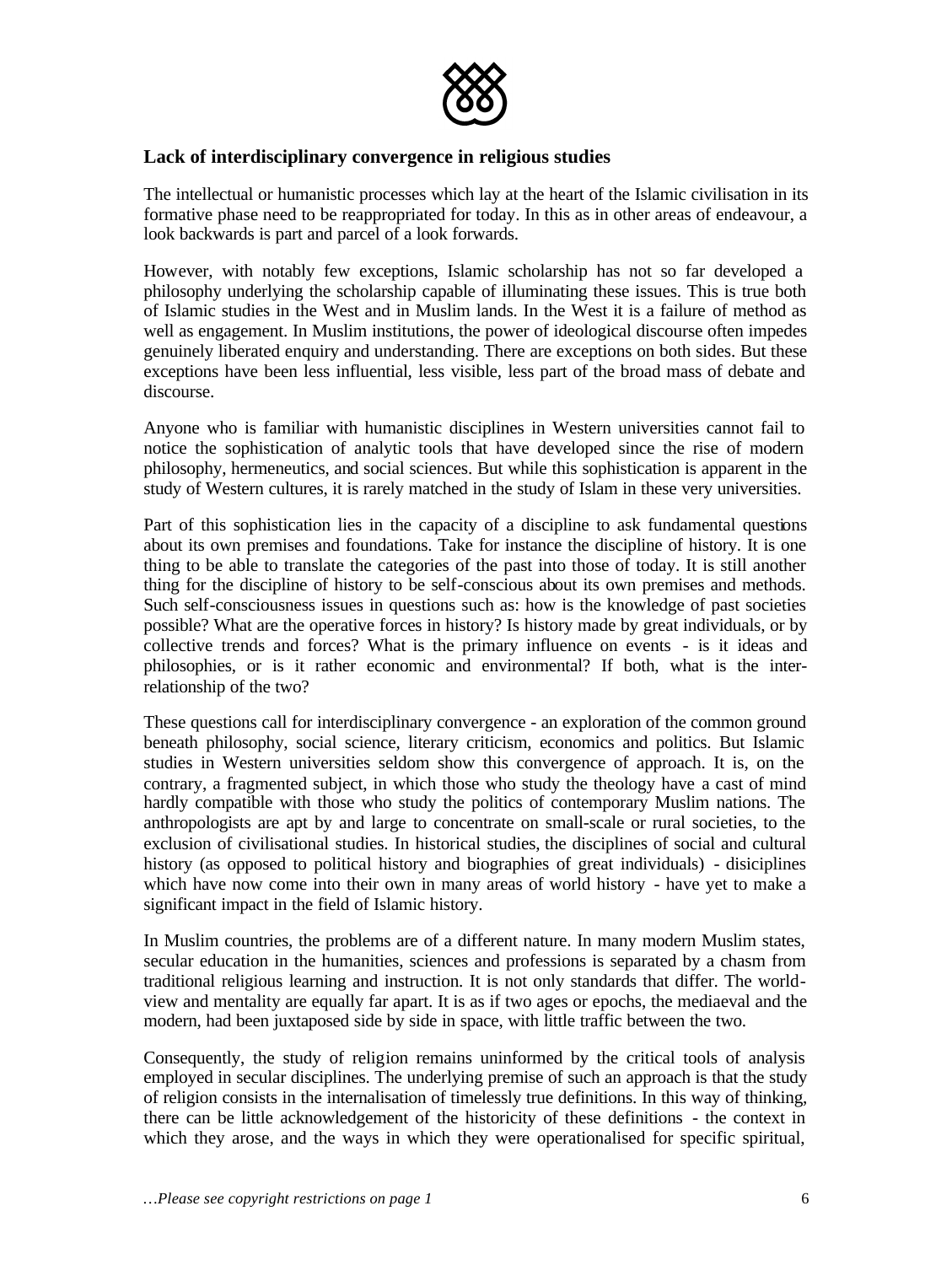## Lack of interdisciplinary convergence in religious studies

The intellectual or humanistic processes which lay at the heart of the Islamic civilisation in its formative phase need to be reappropriated for today. In this as in other areas of endeavour, a look backwards is part and parcel of a look forwards.

However, with notably few exceptions, Islamic scholarship has not so far developed a philosophy underlying the scholarship capable of illuminating these issues. This is true both of Islamic studies in the West and in Muslim lands. In the West it is a failure of method as well as engagement. In Muslim institutions, the power of ideological discourse often impedes genuinely liberated enquiry and understanding. There are exceptions on both sides. But these exceptions have been less influential, less visible, less part of the broad mass of debate and discourse.

Anyone who is familiar with humanistic disciplines in Western universities cannot fail to notice the sophistication of analytic tools that have developed since the rise of modern philosophy, hermeneutics, and social sciences. But while this sophistication is apparent in the study of Western cultures, it is rarely matched in the study of Islam in these very universities.

Part of this sophistication lies in the capacity of a discipline to ask fundamental questions about its own premises and foundations. Take for instance the discipline of history. It is one thing to be able to translate the categories of the past into those of today. It is still another thing for the discipline of history to be self-conscious about its own premises and methods. Such self-consciousness issues in questions such as: how is the knowledge of past societies possible? What are the operative forces in history? Is history made by great individuals, or by collective trends and forces? What is the primary influence on events - is it ideas and philosophies, or is it rather economic and environmental? If both, what is the inter-relationship of the two?

These questions call for interdisciplinary convergence - an exploration of the common ground beneath philosophy, social science, literary criticism, economics and politics. But Islamic studies in Western universities seldom show this convergence of approach. It is, on the contrary, a fragmented subject, in which those who study the theology have a cast of mind hardly compatible with those who study the politics of contemporary Muslim nations. The anthropologists are apt by and large to concentrate on small-scale or rural societies, to the exclusion of civilisational studies. In historical studies, the disciplines of social and cultural history (as opposed to political history and biographies of great individuals) - disiciplines which have now come into their own in many areas of world history - have yet to make a significant impact in the field of Islamic history.

In Muslim countries, the problems are of a different nature. In many modern Muslim states, secular education in the humanities, sciences and professions is separated by a chasm from traditional religious learning and instruction. It is not only standards that differ. The world-view and mentality are equally far apart. It is as if two ages or epochs, the mediaeval and the modern, had been juxtaposed side by side in space, with little traffic between the two.

Consequently, the study of religion remains uninformed by the critical tools of analysis employed in secular disciplines. The underlying premise of such an approach is that the study of religion consists in the internalisation of timelessly true definitions. In this way of thinking, there can be little acknowledgement of the historicity of these definitions - the context in which they arose, and the ways in which they were operationalised for specific spiritual,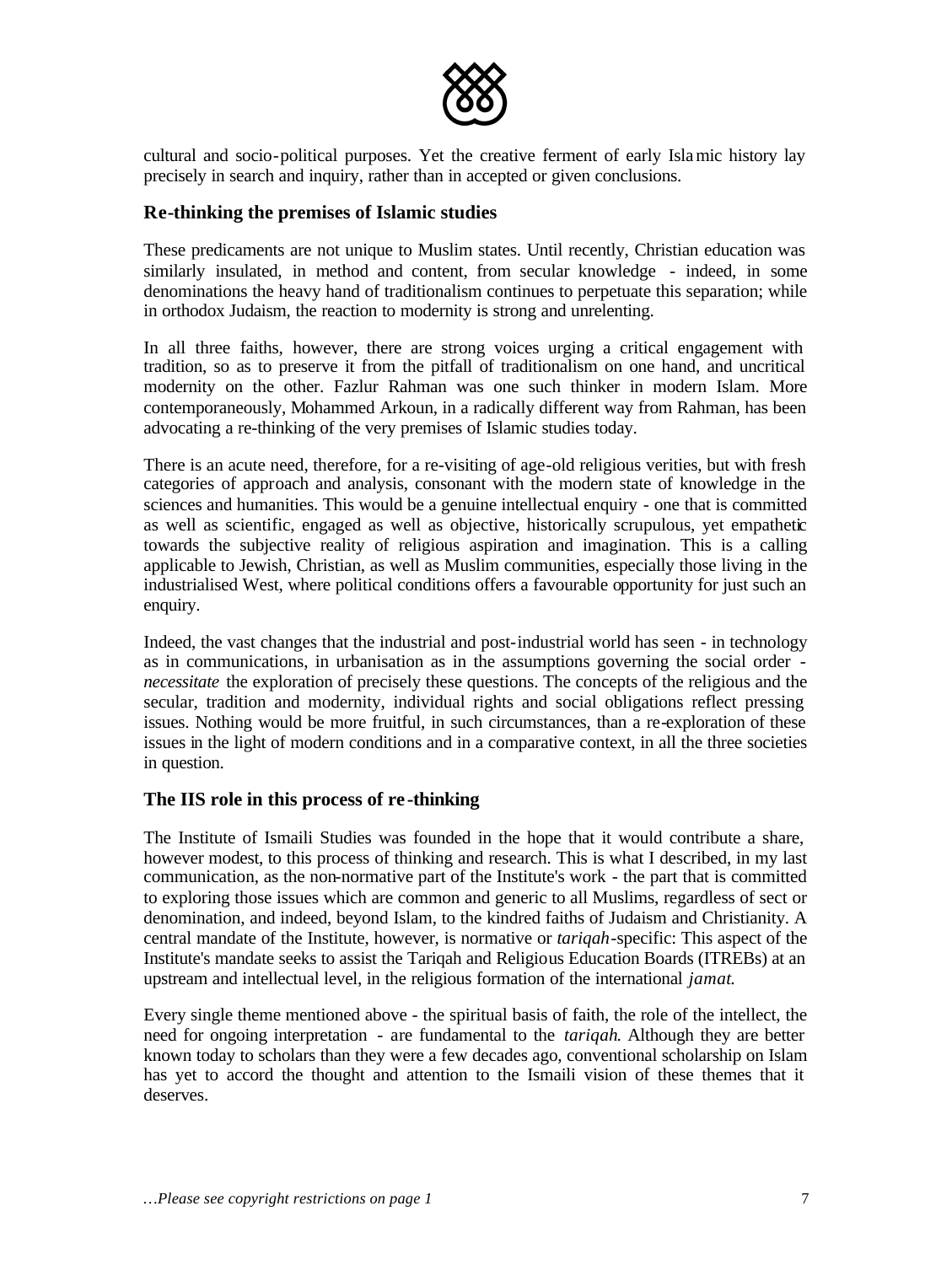cultural and socio-political purposes. Yet the creative ferment of early Islamic history lay precisely in search and inquiry, rather than in accepted or given conclusions.

## Re-thinking the premises of Islamic studies

These predicaments are not unique to Muslim states. Until recently, Christian education was similarly insulated, in method and content, from secular knowledge - indeed, in some denominations the heavy hand of traditionalism continues to perpetuate this separation; while in orthodox Judaism, the reaction to modernity is strong and unrelenting.

In all three faiths, however, there are strong voices urging a critical engagement with tradition, so as to preserve it from the pitfall of traditionalism on one hand, and uncritical modernity on the other. Fazlur Rahman was one such thinker in modern Islam. More contemporaneously, Mohammed Arkoun, in a radically different way from Rahman, has been advocating a re-thinking of the very premises of Islamic studies today.

There is an acute need, therefore, for a re-visiting of age-old religious verities, but with fresh categories of approach and analysis, consonant with the modern state of knowledge in the sciences and humanities. This would be a genuine intellectual enquiry - one that is committed as well as scientific, engaged as well as objective, historically scrupulous, yet empathetic towards the subjective reality of religious aspiration and imagination. This is a calling applicable to Jewish, Christian, as well as Muslim communities, especially those living in the industrialised West, where political conditions offers a favourable opportunity for just such an enquiry.

Indeed, the vast changes that the industrial and post-industrial world has seen - in technology as in communications, in urbanisation as in the assumptions governing the social order - *necessitate* the exploration of precisely these questions. The concepts of the religious and the secular, tradition and modernity, individual rights and social obligations reflect pressing issues. Nothing would be more fruitful, in such circumstances, than a re-exploration of these issues in the light of modern conditions and in a comparative context, in all the three societies in question.

## The IIS role in this process of re-thinking

The Institute of Ismaili Studies was founded in the hope that it would contribute a share, however modest, to this process of thinking and research. This is what I described, in my last communication, as the non-normative part of the Institute's work - the part that is committed to exploring those issues which are common and generic to all Muslims, regardless of sect or denomination, and indeed, beyond Islam, to the kindred faiths of Judaism and Christianity. A central mandate of the Institute, however, is normative or *tariqah*-specific: This aspect of the Institute's mandate seeks to assist the Tariqah and Religious Education Boards (ITREBs) at an upstream and intellectual level, in the religious formation of the international *jamat*.

Every single theme mentioned above - the spiritual basis of faith, the role of the intellect, the need for ongoing interpretation - are fundamental to the *tariqah*. Although they are better known today to scholars than they were a few decades ago, conventional scholarship on Islam has yet to accord the thought and attention to the Ismaili vision of these themes that it deserves.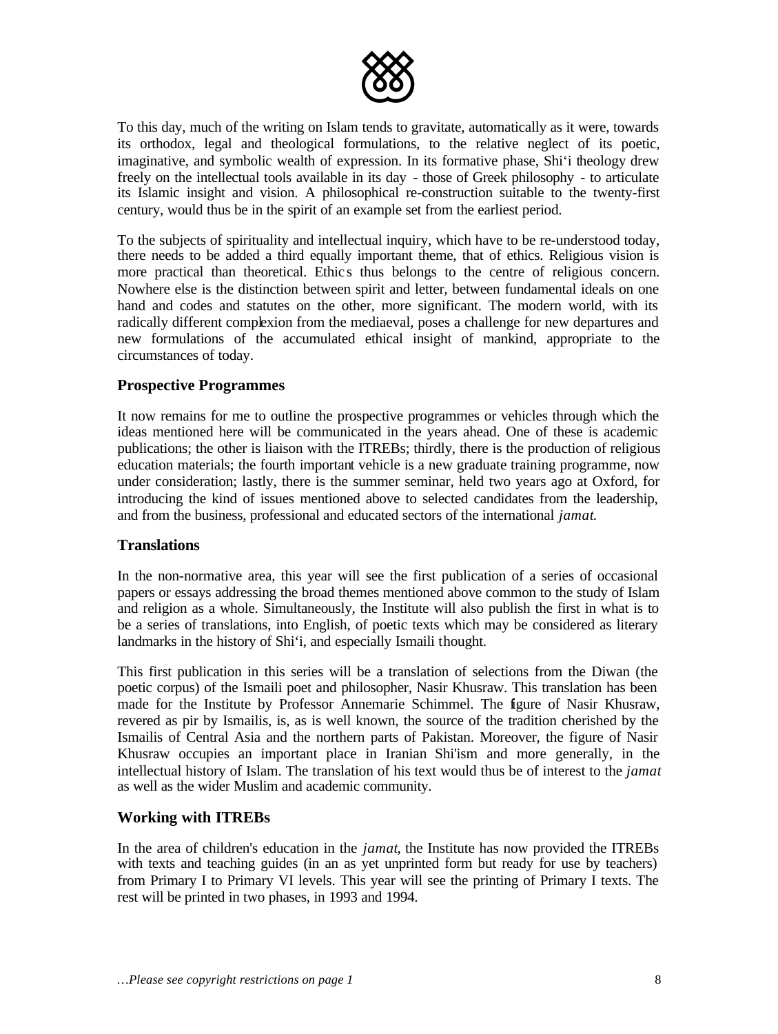To this day, much of the writing on Islam tends to gravitate, automatically as it were, towards its orthodox, legal and theological formulations, to the relative neglect of its poetic, imaginative, and symbolic wealth of expression. In its formative phase, Shi‘i theology drew freely on the intellectual tools available in its day - those of Greek philosophy - to articulate its Islamic insight and vision. A philosophical re-construction suitable to the twenty-first century, would thus be in the spirit of an example set from the earliest period.

To the subjects of spirituality and intellectual inquiry, which have to be re-understood today, there needs to be added a third equally important theme, that of ethics. Religious vision is more practical than theoretical. Ethics thus belongs to the centre of religious concern. Nowhere else is the distinction between spirit and letter, between fundamental ideals on one hand and codes and statutes on the other, more significant. The modern world, with its radically different complexion from the mediaeval, poses a challenge for new departures and new formulations of the accumulated ethical insight of mankind, appropriate to the circumstances of today.

### Prospective Programmes

It now remains for me to outline the prospective programmes or vehicles through which the ideas mentioned here will be communicated in the years ahead. One of these is academic publications; the other is liaison with the ITREBs; thirdly, there is the production of religious education materials; the fourth important vehicle is a new graduate training programme, now under consideration; lastly, there is the summer seminar, held two years ago at Oxford, for introducing the kind of issues mentioned above to selected candidates from the leadership, and from the business, professional and educated sectors of the international *jamat.*

### Translations

In the non-normative area, this year will see the first publication of a series of occasional papers or essays addressing the broad themes mentioned above common to the study of Islam and religion as a whole. Simultaneously, the Institute will also publish the first in what is to be a series of translations, into English, of poetic texts which may be considered as literary landmarks in the history of Shi‘i, and especially Ismaili thought.

This first publication in this series will be a translation of selections from the Diwan (the poetic corpus) of the Ismaili poet and philosopher, Nasir Khusraw. This translation has been made for the Institute by Professor Annemarie Schimmel. The figure of Nasir Khusraw, revered as pir by Ismailis, is, as is well known, the source of the tradition cherished by the Ismailis of Central Asia and the northern parts of Pakistan. Moreover, the figure of Nasir Khusraw occupies an important place in Iranian Shi'ism and more generally, in the intellectual history of Islam. The translation of his text would thus be of interest to the *jamat* as well as the wider Muslim and academic community.

### Working with ITREBs

In the area of children's education in the *jamat*, the Institute has now provided the ITREBs with texts and teaching guides (in an as yet unprinted form but ready for use by teachers) from Primary I to Primary VI levels. This year will see the printing of Primary I texts. The rest will be printed in two phases, in 1993 and 1994.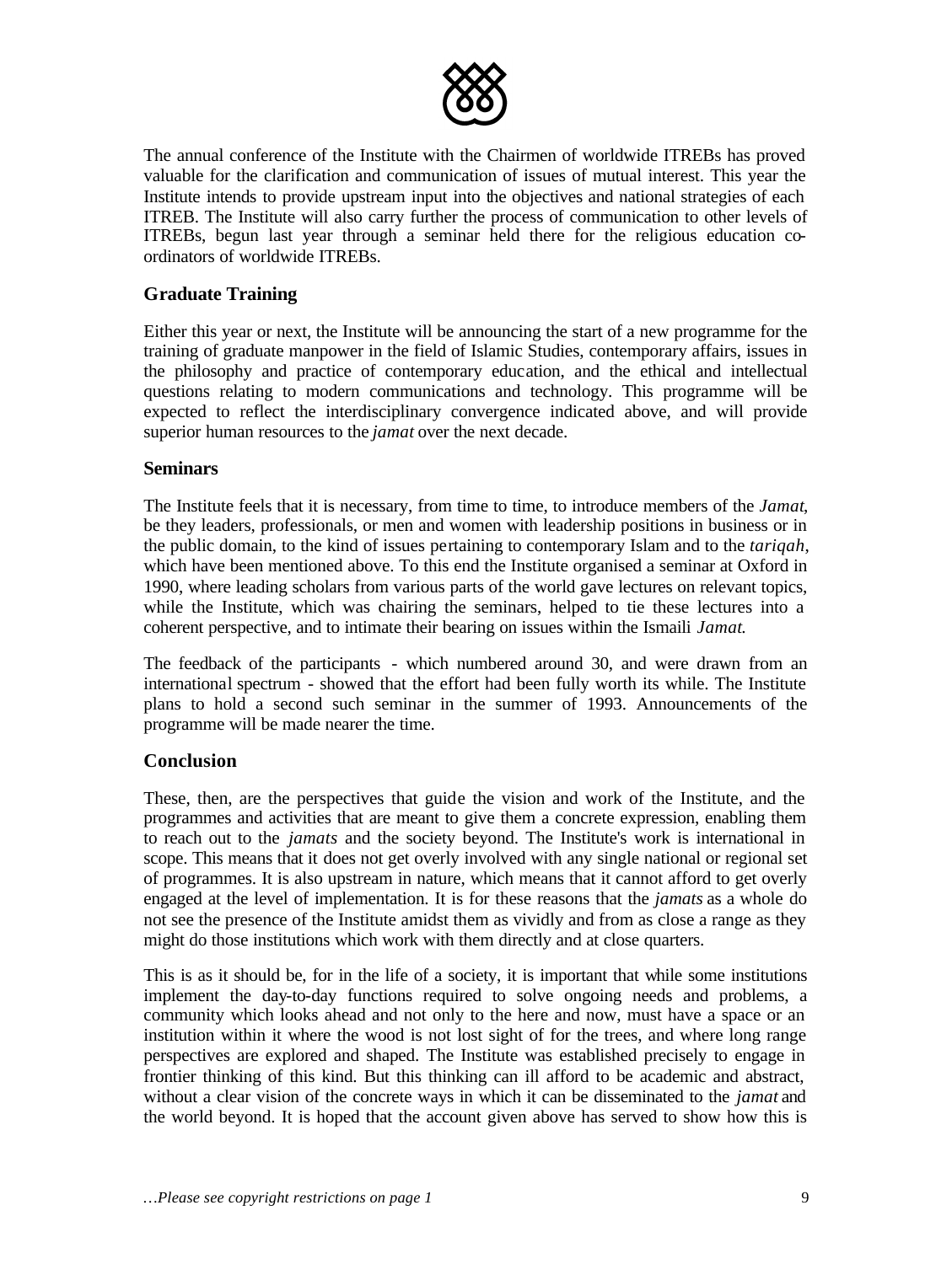The annual conference of the Institute with the Chairmen of worldwide ITREBs has proved valuable for the clarification and communication of issues of mutual interest. This year the Institute intends to provide upstream input into the objectives and national strategies of each ITREB. The Institute will also carry further the process of communication to other levels of ITREBs, begun last year through a seminar held there for the religious education co-ordinators of worldwide ITREBs.

### Graduate Training

Either this year or next, the Institute will be announcing the start of a new programme for the training of graduate manpower in the field of Islamic Studies, contemporary affairs, issues in the philosophy and practice of contemporary education, and the ethical and intellectual questions relating to modern communications and technology. This programme will be expected to reflect the interdisciplinary convergence indicated above, and will provide superior human resources to the *jamat* over the next decade.

### Seminars

The Institute feels that it is necessary, from time to time, to introduce members of the *Jamat*, be they leaders, professionals, or men and women with leadership positions in business or in the public domain, to the kind of issues pertaining to contemporary Islam and to the *tariqah*, which have been mentioned above. To this end the Institute organised a seminar at Oxford in 1990, where leading scholars from various parts of the world gave lectures on relevant topics, while the Institute, which was chairing the seminars, helped to tie these lectures into a coherent perspective, and to intimate their bearing on issues within the Ismaili *Jamat*.

The feedback of the participants - which numbered around 30, and were drawn from an international spectrum - showed that the effort had been fully worth its while. The Institute plans to hold a second such seminar in the summer of 1993. Announcements of the programme will be made nearer the time.

### Conclusion

These, then, are the perspectives that guide the vision and work of the Institute, and the programmes and activities that are meant to give them a concrete expression, enabling them to reach out to the *jamats* and the society beyond. The Institute's work is international in scope. This means that it does not get overly involved with any single national or regional set of programmes. It is also upstream in nature, which means that it cannot afford to get overly engaged at the level of implementation. It is for these reasons that the *jamats* as a whole do not see the presence of the Institute amidst them as vividly and from as close a range as they might do those institutions which work with them directly and at close quarters.

This is as it should be, for in the life of a society, it is important that while some institutions implement the day-to-day functions required to solve ongoing needs and problems, a community which looks ahead and not only to the here and now, must have a space or an institution within it where the wood is not lost sight of for the trees, and where long range perspectives are explored and shaped. The Institute was established precisely to engage in frontier thinking of this kind. But this thinking can ill afford to be academic and abstract, without a clear vision of the concrete ways in which it can be disseminated to the *jamat* and the world beyond. It is hoped that the account given above has served to show how this is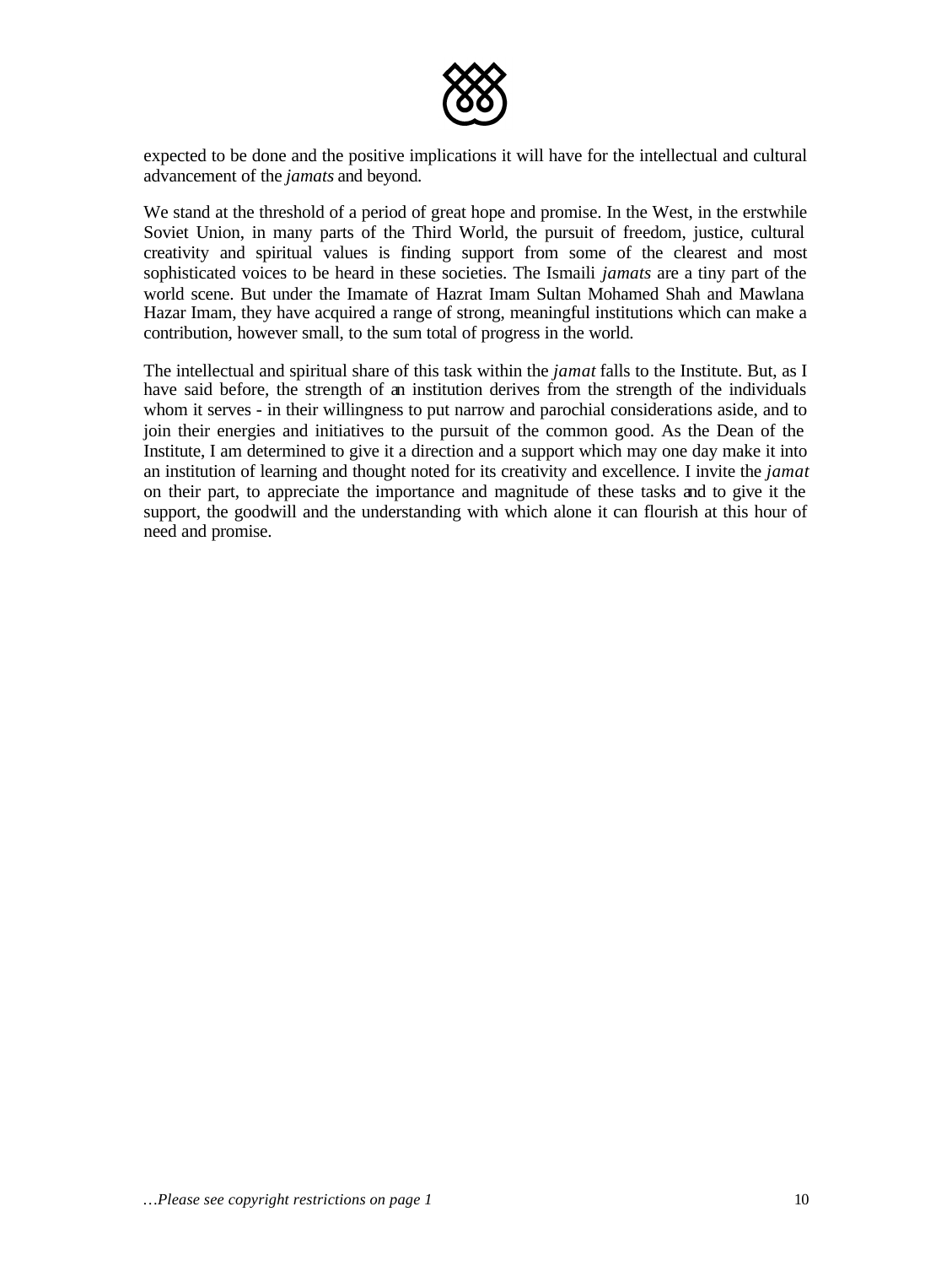expected to be done and the positive implications it will have for the intellectual and cultural advancement of the *jamats* and beyond.

We stand at the threshold of a period of great hope and promise. In the West, in the erstwhile Soviet Union, in many parts of the Third World, the pursuit of freedom, justice, cultural creativity and spiritual values is finding support from some of the clearest and most sophisticated voices to be heard in these societies. The Ismaili *jamats* are a tiny part of the world scene. But under the Imamate of Hazrat Imam Sultan Mohamed Shah and Mawlana Hazar Imam, they have acquired a range of strong, meaningful institutions which can make a contribution, however small, to the sum total of progress in the world.

The intellectual and spiritual share of this task within the *jamat* falls to the Institute. But, as I have said before, the strength of an institution derives from the strength of the individuals whom it serves - in their willingness to put narrow and parochial considerations aside, and to join their energies and initiatives to the pursuit of the common good. As the Dean of the Institute, I am determined to give it a direction and a support which may one day make it into an institution of learning and thought noted for its creativity and excellence. I invite the *jamat* on their part, to appreciate the importance and magnitude of these tasks and to give it the support, the goodwill and the understanding with which alone it can flourish at this hour of need and promise.